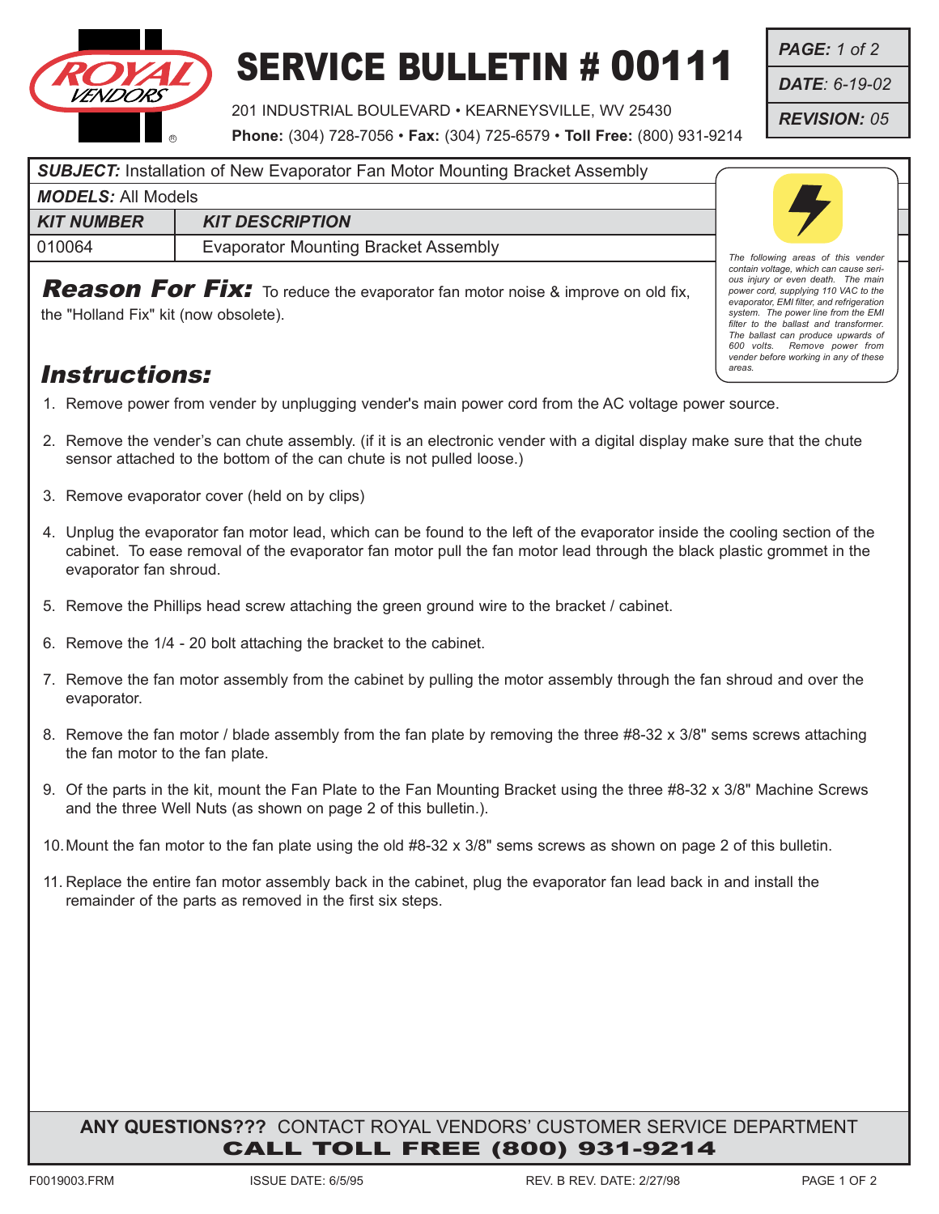# SERVICE BULLETIN # 00111

201 INDUSTRIAL BOULEVARD • KEARNEYSVILLE, WV 25430
**Phone:** (304) 728-7056 • **Fax:** (304) 725-6579 • **Toll Free:** (800) 931-9214

| | |
|---|---|
| ***PAGE:*** *1 of 2* | |
| ***DATE:*** *6-19-02* | |
| ***REVISION:*** *05* | |

***SUBJECT:*** Installation of New Evaporator Fan Motor Mounting Bracket Assembly

***MODELS:*** All Models

| *KIT NUMBER* | *KIT DESCRIPTION* |
|---|---|
| 010064 | Evaporator Mounting Bracket Assembly |

*The following areas of this vender contain voltage, which can cause serious injury or even death. The main power cord, supplying 110 VAC to the evaporator, EMI filter, and refrigeration system. The power line from the EMI filter to the ballast and transformer. The ballast can produce upwards of 600 volts. Remove power from vender before working in any of these areas.*

***Reason For Fix:*** To reduce the evaporator fan motor noise & improve on old fix, the "Holland Fix" kit (now obsolete).

## *Instructions:*

1. Remove power from vender by unplugging vender's main power cord from the AC voltage power source.
2. Remove the vender's can chute assembly. (if it is an electronic vender with a digital display make sure that the chute sensor attached to the bottom of the can chute is not pulled loose.)
3. Remove evaporator cover (held on by clips)
4. Unplug the evaporator fan motor lead, which can be found to the left of the evaporator inside the cooling section of the cabinet. To ease removal of the evaporator fan motor pull the fan motor lead through the black plastic grommet in the evaporator fan shroud.
5. Remove the Phillips head screw attaching the green ground wire to the bracket / cabinet.
6. Remove the 1/4 - 20 bolt attaching the bracket to the cabinet.
7. Remove the fan motor assembly from the cabinet by pulling the motor assembly through the fan shroud and over the evaporator.
8. Remove the fan motor / blade assembly from the fan plate by removing the three #8-32 x 3/8" sems screws attaching the fan motor to the fan plate.
9. Of the parts in the kit, mount the Fan Plate to the Fan Mounting Bracket using the three #8-32 x 3/8" Machine Screws and the three Well Nuts (as shown on page 2 of this bulletin.).
10. Mount the fan motor to the fan plate using the old #8-32 x 3/8" sems screws as shown on page 2 of this bulletin.
11. Replace the entire fan motor assembly back in the cabinet, plug the evaporator fan lead back in and install the remainder of the parts as removed in the first six steps.

**ANY QUESTIONS???** CONTACT ROYAL VENDORS' CUSTOMER SERVICE DEPARTMENT
**CALL TOLL FREE (800) 931-9214**

F0019003.FRM ISSUE DATE: 6/5/95 REV. B REV. DATE: 2/27/98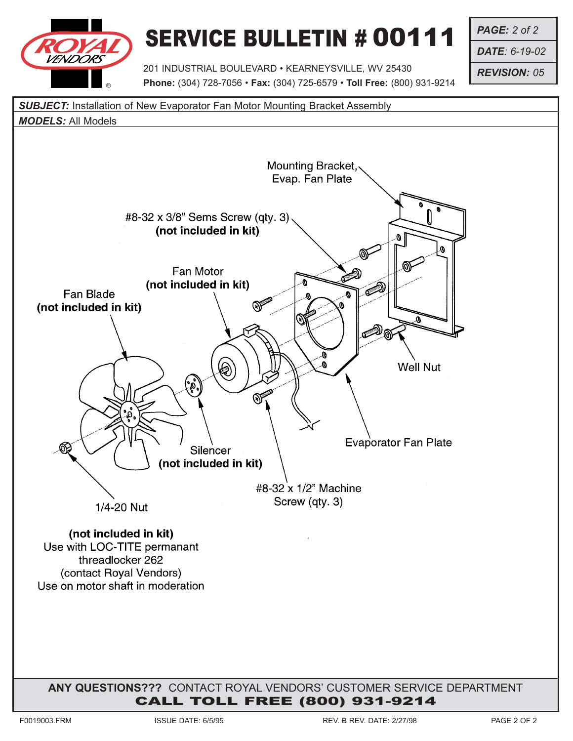# SERVICE BULLETIN # 00111

201 INDUSTRIAL BOULEVARD • KEARNEYSVILLE, WV 25430
**Phone:** (304) 728-7056 • **Fax:** (304) 725-6579 • **Toll Free:** (800) 931-9214

***DATE:*** *6-19-02*
***REVISION:*** *05*

***SUBJECT:*** Installation of New Evaporator Fan Motor Mounting Bracket Assembly

***MODELS:*** All Models

Mounting Bracket, Evap. Fan Plate

#8-32 x 3/8" Sems Screw (qty. 3) **(not included in kit)**

Fan Motor **(not included in kit)**

Fan Blade **(not included in kit)**

Well Nut

Evaporator Fan Plate

Silencer **(not included in kit)**

#8-32 x 1/2" Machine Screw (qty. 3)

1/4-20 Nut

**(not included in kit)**
Use with LOC-TITE permanant threadlocker 262
(contact Royal Vendors)
Use on motor shaft in moderation

**ANY QUESTIONS???** CONTACT ROYAL VENDORS' CUSTOMER SERVICE DEPARTMENT
**CALL TOLL FREE (800) 931-9214**

F0019003.FRM ISSUE DATE: 6/5/95 REV. B REV. DATE: 2/27/98